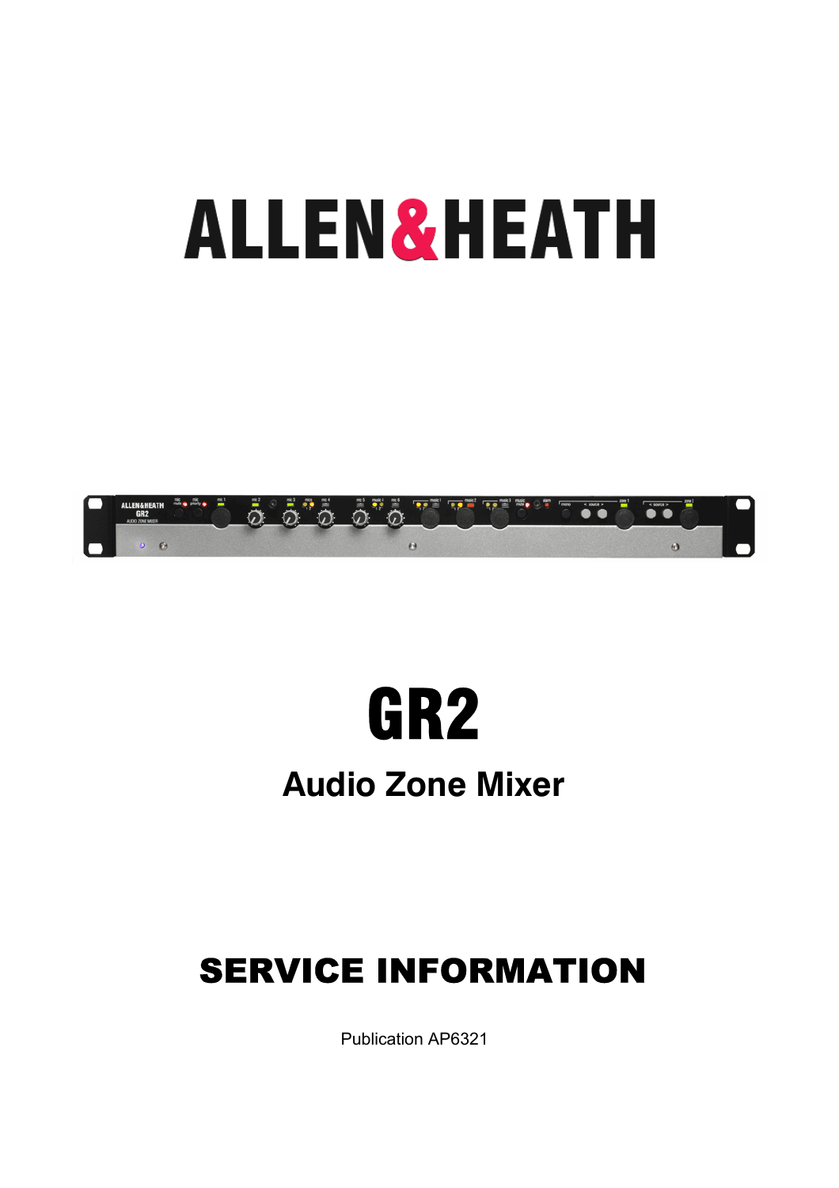# ALLEN&HEATH

# GR2

## Audio Zone Mixer

## SERVICE INFORMATION

Publication AP6321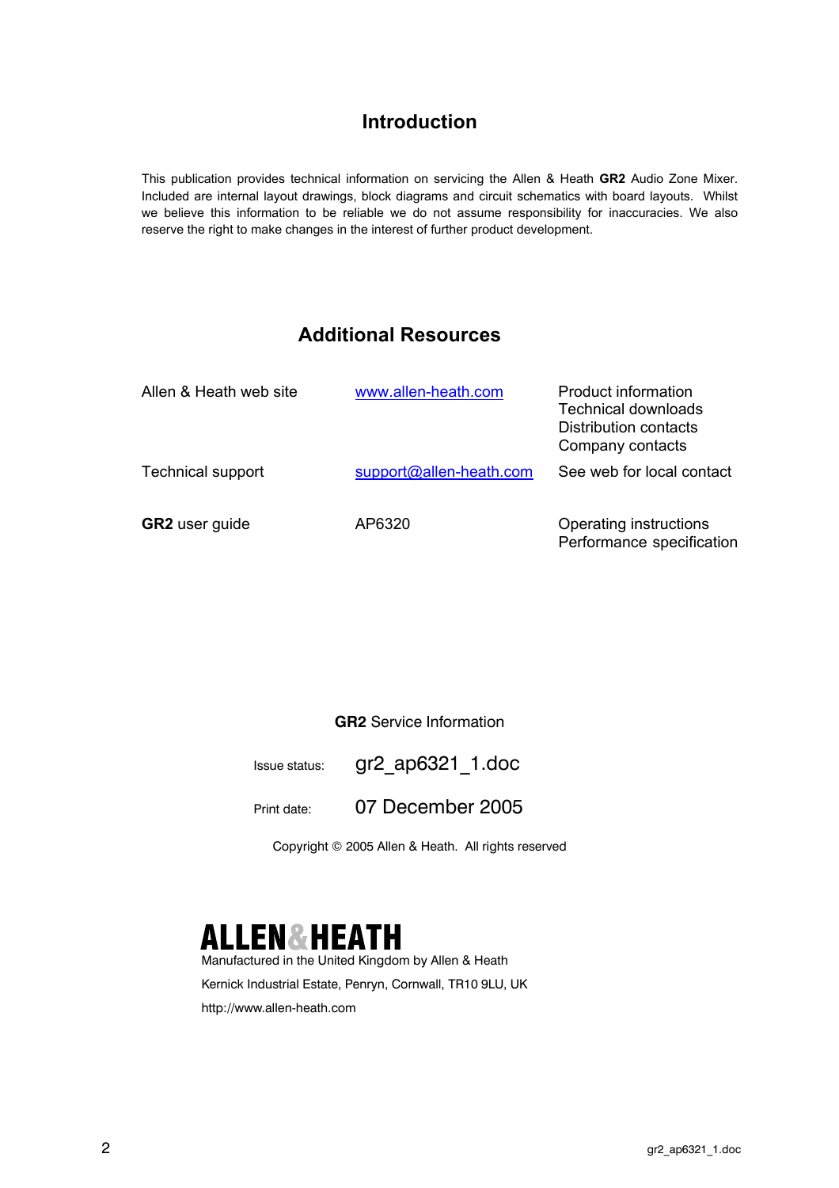## Introduction

This publication provides technical information on servicing the Allen & Heath **GR2** Audio Zone Mixer. Included are internal layout drawings, block diagrams and circuit schematics with board layouts. Whilst we believe this information to be reliable we do not assume responsibility for inaccuracies. We also reserve the right to make changes in the interest of further product development.

## Additional Resources

| | | |
|---|---|---|
| Allen & Heath web site | www.allen-heath.com | Product information<br>Technical downloads<br>Distribution contacts<br>Company contacts |
| Technical support | support@allen-heath.com | See web for local contact |
| **GR2** user guide | AP6320 | Operating instructions<br>Performance specification |

**GR2** Service Information

Issue status: gr2_ap6321_1.doc

Print date: 07 December 2005

Copyright © 2005 Allen & Heath. All rights reserved

**ALLEN&HEATH**

Manufactured in the United Kingdom by Allen & Heath

Kernick Industrial Estate, Penryn, Cornwall, TR10 9LU, UK

http://www.allen-heath.com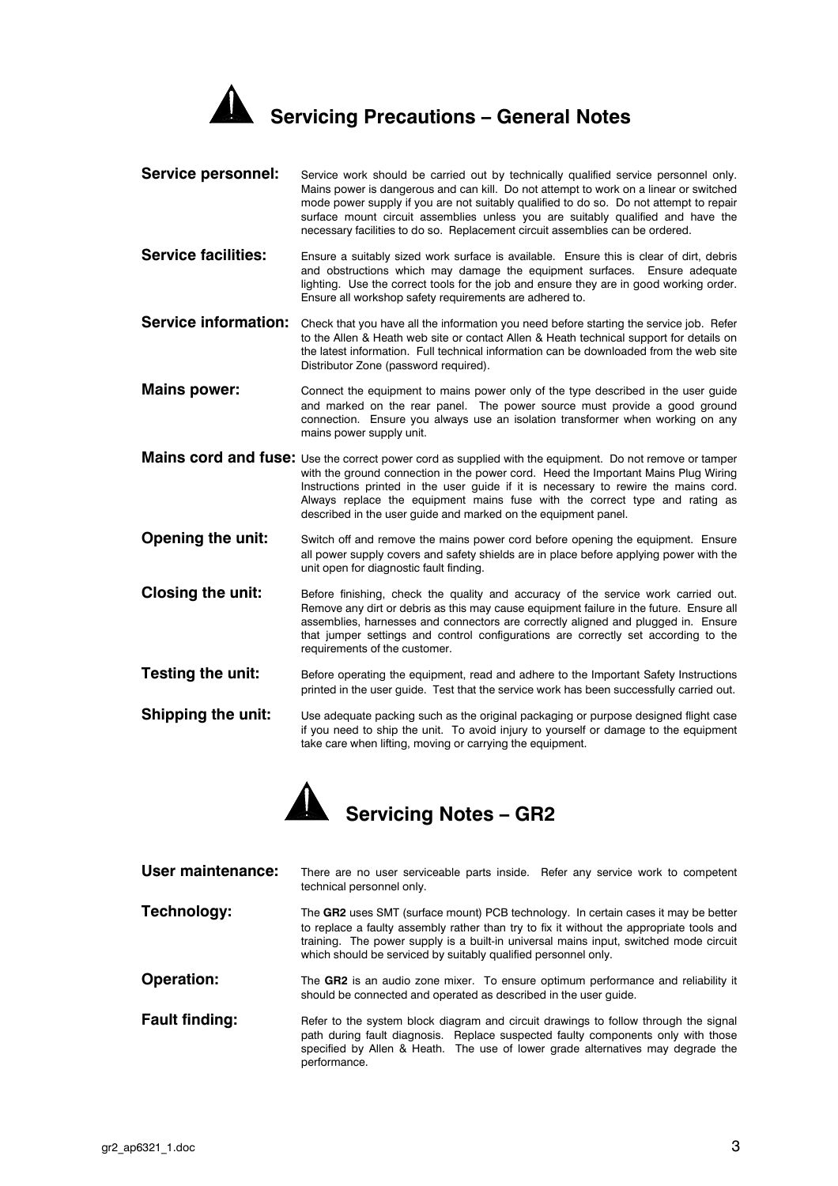# Servicing Precautions – General Notes

**Service personnel:** Service work should be carried out by technically qualified service personnel only. Mains power is dangerous and can kill. Do not attempt to work on a linear or switched mode power supply if you are not suitably qualified to do so. Do not attempt to repair surface mount circuit assemblies unless you are suitably qualified and have the necessary facilities to do so. Replacement circuit assemblies can be ordered.

**Service facilities:** Ensure a suitably sized work surface is available. Ensure this is clear of dirt, debris and obstructions which may damage the equipment surfaces. Ensure adequate lighting. Use the correct tools for the job and ensure they are in good working order. Ensure all workshop safety requirements are adhered to.

**Service information:** Check that you have all the information you need before starting the service job. Refer to the Allen & Heath web site or contact Allen & Heath technical support for details on the latest information. Full technical information can be downloaded from the web site Distributor Zone (password required).

**Mains power:** Connect the equipment to mains power only of the type described in the user guide and marked on the rear panel. The power source must provide a good ground connection. Ensure you always use an isolation transformer when working on any mains power supply unit.

**Mains cord and fuse:** Use the correct power cord as supplied with the equipment. Do not remove or tamper with the ground connection in the power cord. Heed the Important Mains Plug Wiring Instructions printed in the user guide if it is necessary to rewire the mains cord. Always replace the equipment mains fuse with the correct type and rating as described in the user guide and marked on the equipment panel.

**Opening the unit:** Switch off and remove the mains power cord before opening the equipment. Ensure all power supply covers and safety shields are in place before applying power with the unit open for diagnostic fault finding.

**Closing the unit:** Before finishing, check the quality and accuracy of the service work carried out. Remove any dirt or debris as this may cause equipment failure in the future. Ensure all assemblies, harnesses and connectors are correctly aligned and plugged in. Ensure that jumper settings and control configurations are correctly set according to the requirements of the customer.

**Testing the unit:** Before operating the equipment, read and adhere to the Important Safety Instructions printed in the user guide. Test that the service work has been successfully carried out.

**Shipping the unit:** Use adequate packing such as the original packaging or purpose designed flight case if you need to ship the unit. To avoid injury to yourself or damage to the equipment take care when lifting, moving or carrying the equipment.

# Servicing Notes – GR2

**User maintenance:** There are no user serviceable parts inside. Refer any service work to competent technical personnel only.

**Technology:** The **GR2** uses SMT (surface mount) PCB technology. In certain cases it may be better to replace a faulty assembly rather than try to fix it without the appropriate tools and training. The power supply is a built-in universal mains input, switched mode circuit which should be serviced by suitably qualified personnel only.

**Operation:** The **GR2** is an audio zone mixer. To ensure optimum performance and reliability it should be connected and operated as described in the user guide.

**Fault finding:** Refer to the system block diagram and circuit drawings to follow through the signal path during fault diagnosis. Replace suspected faulty components only with those specified by Allen & Heath. The use of lower grade alternatives may degrade the performance.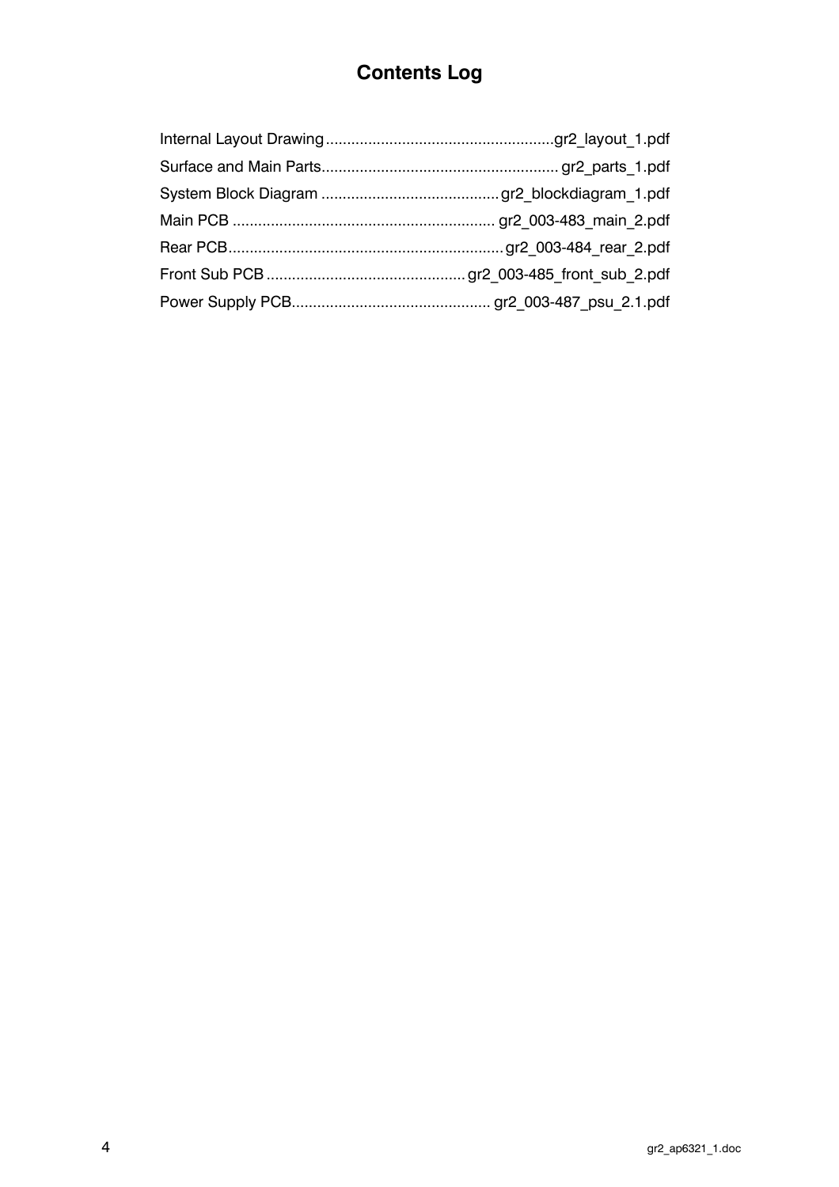# Contents Log

| | |
|---|---|
| Internal Layout Drawing | gr2_layout_1.pdf |
| Surface and Main Parts | gr2_parts_1.pdf |
| System Block Diagram | gr2_blockdiagram_1.pdf |
| Main PCB | gr2_003-483_main_2.pdf |
| Rear PCB | gr2_003-484_rear_2.pdf |
| Front Sub PCB | gr2_003-485_front_sub_2.pdf |
| Power Supply PCB | gr2_003-487_psu_2.1.pdf |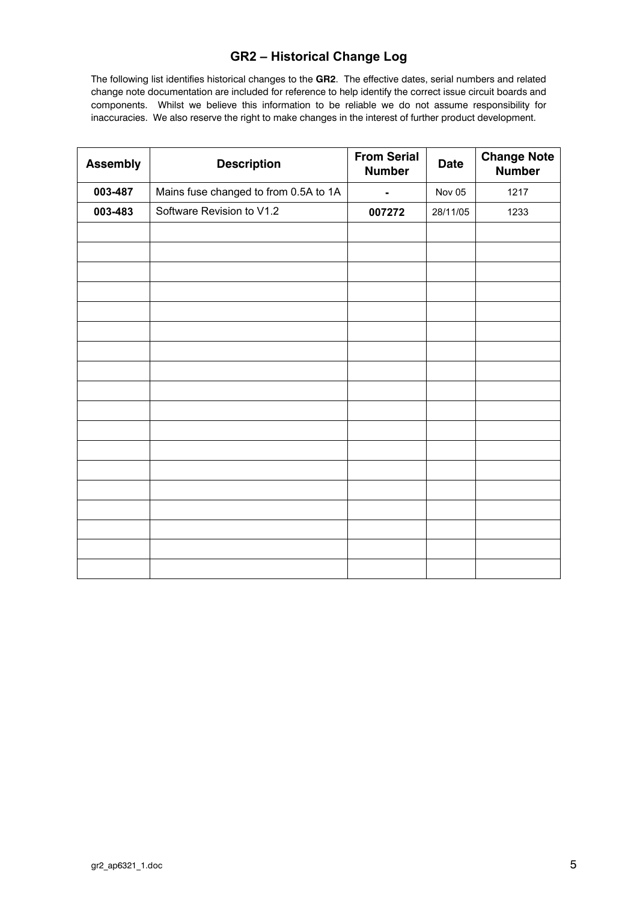# GR2 – Historical Change Log

The following list identifies historical changes to the **GR2**. The effective dates, serial numbers and related change note documentation are included for reference to help identify the correct issue circuit boards and components. Whilst we believe this information to be reliable we do not assume responsibility for inaccuracies. We also reserve the right to make changes in the interest of further product development.

| Assembly | Description | From Serial Number | Date | Change Note Number |
|---|---|---|---|---|
| **003-487** | Mains fuse changed to from 0.5A to 1A | **-** | Nov 05 | 1217 |
| **003-483** | Software Revision to V1.2 | **007272** | 28/11/05 | 1233 |
| | | | | |
| | | | | |
| | | | | |
| | | | | |
| | | | | |
| | | | | |
| | | | | |
| | | | | |
| | | | | |
| | | | | |
| | | | | |
| | | | | |
| | | | | |
| | | | | |
| | | | | |
| | | | | |
| | | | | |
| | | | | |